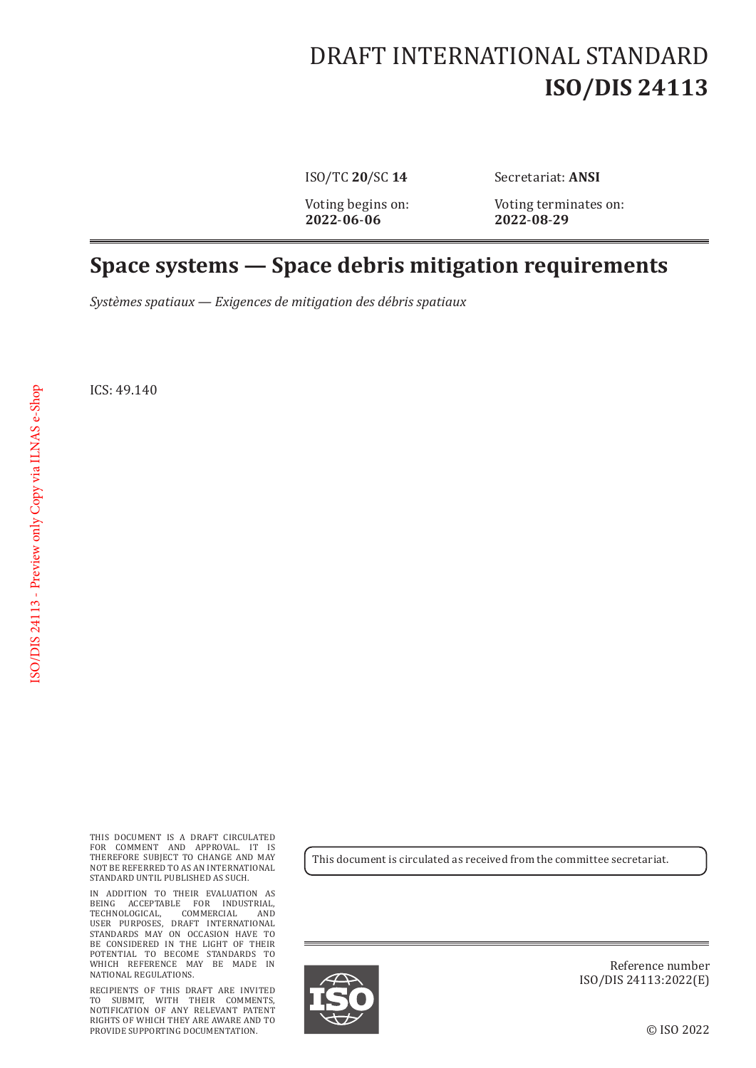DRAFT INTERNATIONAL STANDARD
**ISO/DIS 24113**

ISO/TC **20**/SC **14** Secretariat: **ANSI**

Voting begins on:
**2022-06-06**

Voting terminates on:
**2022-08-29**

# Space systems — Space debris mitigation requirements

*Systèmes spatiaux — Exigences de mitigation des débris spatiaux*

ICS: 49.140

ISO/DIS 24113 - Preview only Copy via ILNAS e-Shop

THIS DOCUMENT IS A DRAFT CIRCULATED FOR COMMENT AND APPROVAL. IT IS THEREFORE SUBJECT TO CHANGE AND MAY NOT BE REFERRED TO AS AN INTERNATIONAL STANDARD UNTIL PUBLISHED AS SUCH.

IN ADDITION TO THEIR EVALUATION AS BEING ACCEPTABLE FOR INDUSTRIAL, TECHNOLOGICAL, COMMERCIAL AND USER PURPOSES, DRAFT INTERNATIONAL STANDARDS MAY ON OCCASION HAVE TO BE CONSIDERED IN THE LIGHT OF THEIR POTENTIAL TO BECOME STANDARDS TO WHICH REFERENCE MAY BE MADE IN NATIONAL REGULATIONS.

RECIPIENTS OF THIS DRAFT ARE INVITED TO SUBMIT, WITH THEIR COMMENTS, NOTIFICATION OF ANY RELEVANT PATENT RIGHTS OF WHICH THEY ARE AWARE AND TO PROVIDE SUPPORTING DOCUMENTATION.

This document is circulated as received from the committee secretariat.

Reference number
ISO/DIS 24113:2022(E)

© ISO 2022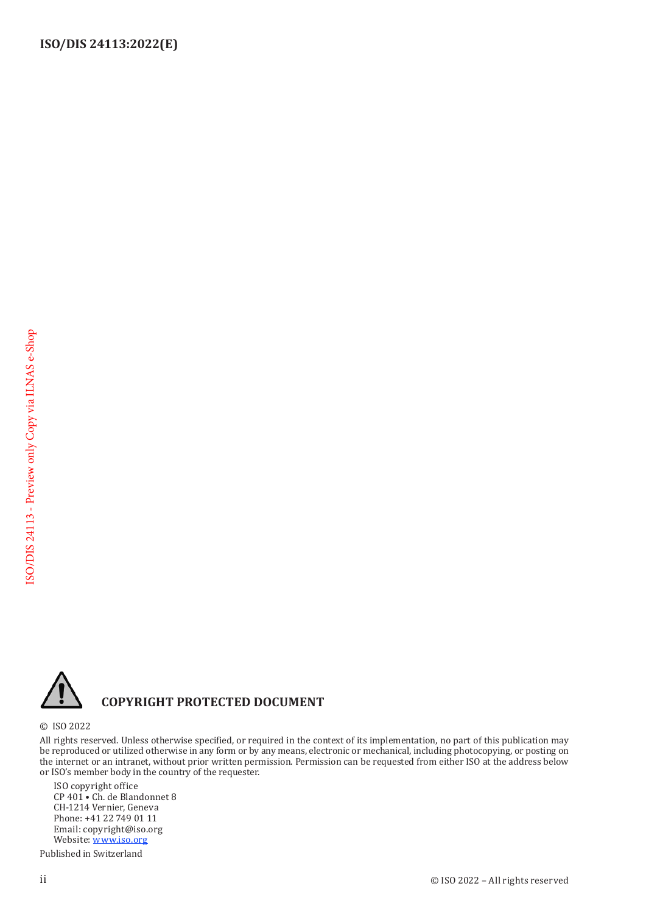**COPYRIGHT PROTECTED DOCUMENT**

© ISO 2022

All rights reserved. Unless otherwise specified, or required in the context of its implementation, no part of this publication may be reproduced or utilized otherwise in any form or by any means, electronic or mechanical, including photocopying, or posting on the internet or an intranet, without prior written permission. Permission can be requested from either ISO at the address below or ISO's member body in the country of the requester.

ISO copyright office
CP 401 • Ch. de Blandonnet 8
CH-1214 Vernier, Geneva
Phone: +41 22 749 01 11
Email: copyright@iso.org
Website: www.iso.org

Published in Switzerland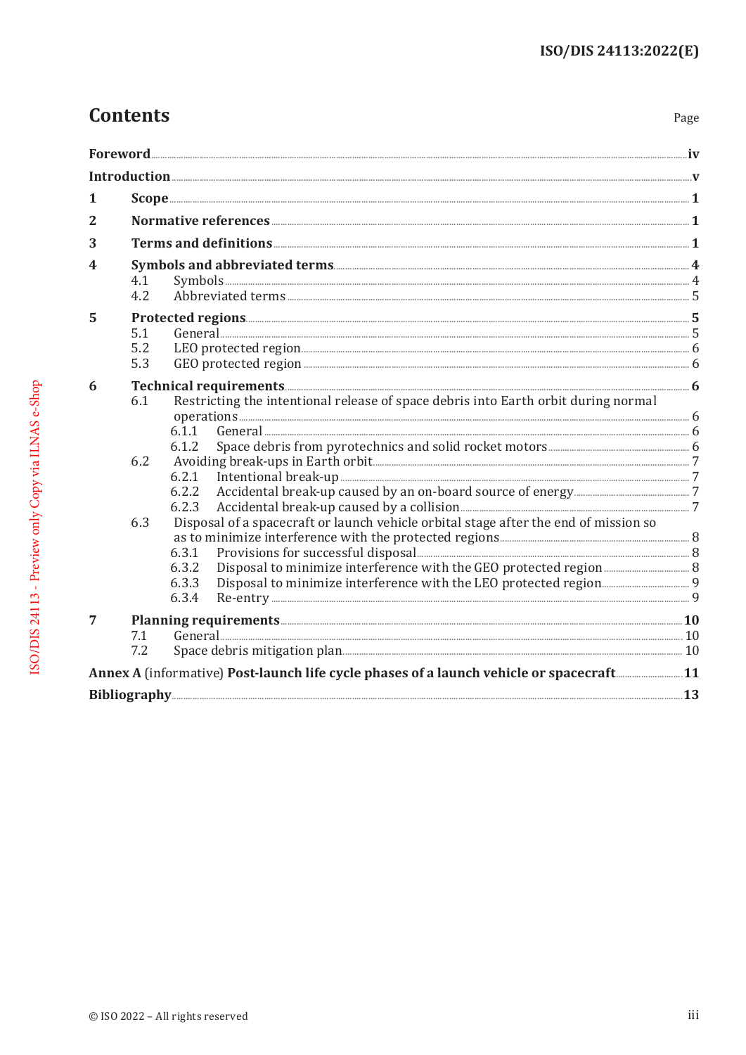# Contents

Page

**Foreword** ..... **iv**

**Introduction** ..... **v**

**1 Scope** ..... **1**

**2 Normative references** ..... **1**

**3 Terms and definitions** ..... **1**

**4 Symbols and abbreviated terms** ..... **4**

- 4.1 Symbols ..... 4
- 4.2 Abbreviated terms ..... 5

**5 Protected regions** ..... **5**

- 5.1 General ..... 5
- 5.2 LEO protected region ..... 6
- 5.3 GEO protected region ..... 6

**6 Technical requirements** ..... **6**

- 6.1 Restricting the intentional release of space debris into Earth orbit during normal operations ..... 6
  - 6.1.1 General ..... 6
  - 6.1.2 Space debris from pyrotechnics and solid rocket motors ..... 6
- 6.2 Avoiding break-ups in Earth orbit ..... 7
  - 6.2.1 Intentional break-up ..... 7
  - 6.2.2 Accidental break-up caused by an on-board source of energy ..... 7
  - 6.2.3 Accidental break-up caused by a collision ..... 7
- 6.3 Disposal of a spacecraft or launch vehicle orbital stage after the end of mission so as to minimize interference with the protected regions ..... 8
  - 6.3.1 Provisions for successful disposal ..... 8
  - 6.3.2 Disposal to minimize interference with the GEO protected region ..... 8
  - 6.3.3 Disposal to minimize interference with the LEO protected region ..... 9
  - 6.3.4 Re-entry ..... 9

**7 Planning requirements** ..... **10**

- 7.1 General ..... 10
- 7.2 Space debris mitigation plan ..... 10

**Annex A** (informative) **Post-launch life cycle phases of a launch vehicle or spacecraft** ..... **11**

**Bibliography** ..... **13**